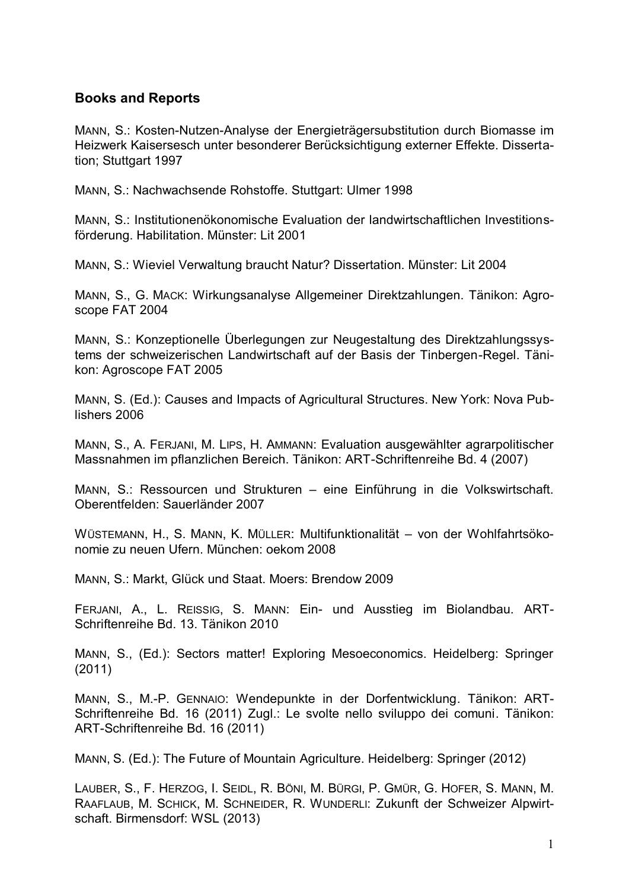## Books and Reports

MANN, S.: Kosten-Nutzen-Analyse der Energieträgersubstitution durch Biomasse im Heizwerk Kaisersesch unter besonderer Berücksichtigung externer Effekte. Dissertation; Stuttgart 1997

MANN, S.: Nachwachsende Rohstoffe. Stuttgart: Ulmer 1998

MANN, S.: Institutionenökonomische Evaluation der landwirtschaftlichen Investitionsförderung. Habilitation. Münster: Lit 2001

MANN, S.: Wieviel Verwaltung braucht Natur? Dissertation. Münster: Lit 2004

MANN, S., G. MACK: Wirkungsanalyse Allgemeiner Direktzahlungen. Tänikon: Agroscope FAT 2004

MANN, S.: Konzeptionelle Überlegungen zur Neugestaltung des Direktzahlungssystems der schweizerischen Landwirtschaft auf der Basis der Tinbergen-Regel. Tänikon: Agroscope FAT 2005

MANN, S. (Ed.): Causes and Impacts of Agricultural Structures. New York: Nova Publishers 2006

MANN, S., A. FERJANI, M. LIPS, H. AMMANN: Evaluation ausgewählter agrarpolitischer Massnahmen im pflanzlichen Bereich. Tänikon: ART-Schriftenreihe Bd. 4 (2007)

MANN, S.: Ressourcen und Strukturen – eine Einführung in die Volkswirtschaft. Oberentfelden: Sauerländer 2007

WÜSTEMANN, H., S. MANN, K. MÜLLER: Multifunktionalität – von der Wohlfahrtsökonomie zu neuen Ufern. München: oekom 2008

MANN, S.: Markt, Glück und Staat. Moers: Brendow 2009

FERJANI, A., L. REISSIG, S. MANN: Ein- und Ausstieg im Biolandbau. ART-Schriftenreihe Bd. 13. Tänikon 2010

MANN, S., (Ed.): Sectors matter! Exploring Mesoeconomics. Heidelberg: Springer (2011)

MANN, S., M.-P. GENNAIO: Wendepunkte in der Dorfentwicklung. Tänikon: ART-Schriftenreihe Bd. 16 (2011) Zugl.: Le svolte nello sviluppo dei comuni. Tänikon: ART-Schriftenreihe Bd. 16 (2011)

MANN, S. (Ed.): The Future of Mountain Agriculture. Heidelberg: Springer (2012)

LAUBER, S., F. HERZOG, I. SEIDL, R. BÖNI, M. BÜRGI, P. GMÜR, G. HOFER, S. MANN, M. RAAFLAUB, M. SCHICK, M. SCHNEIDER, R. WUNDERLI: Zukunft der Schweizer Alpwirtschaft. Birmensdorf: WSL (2013)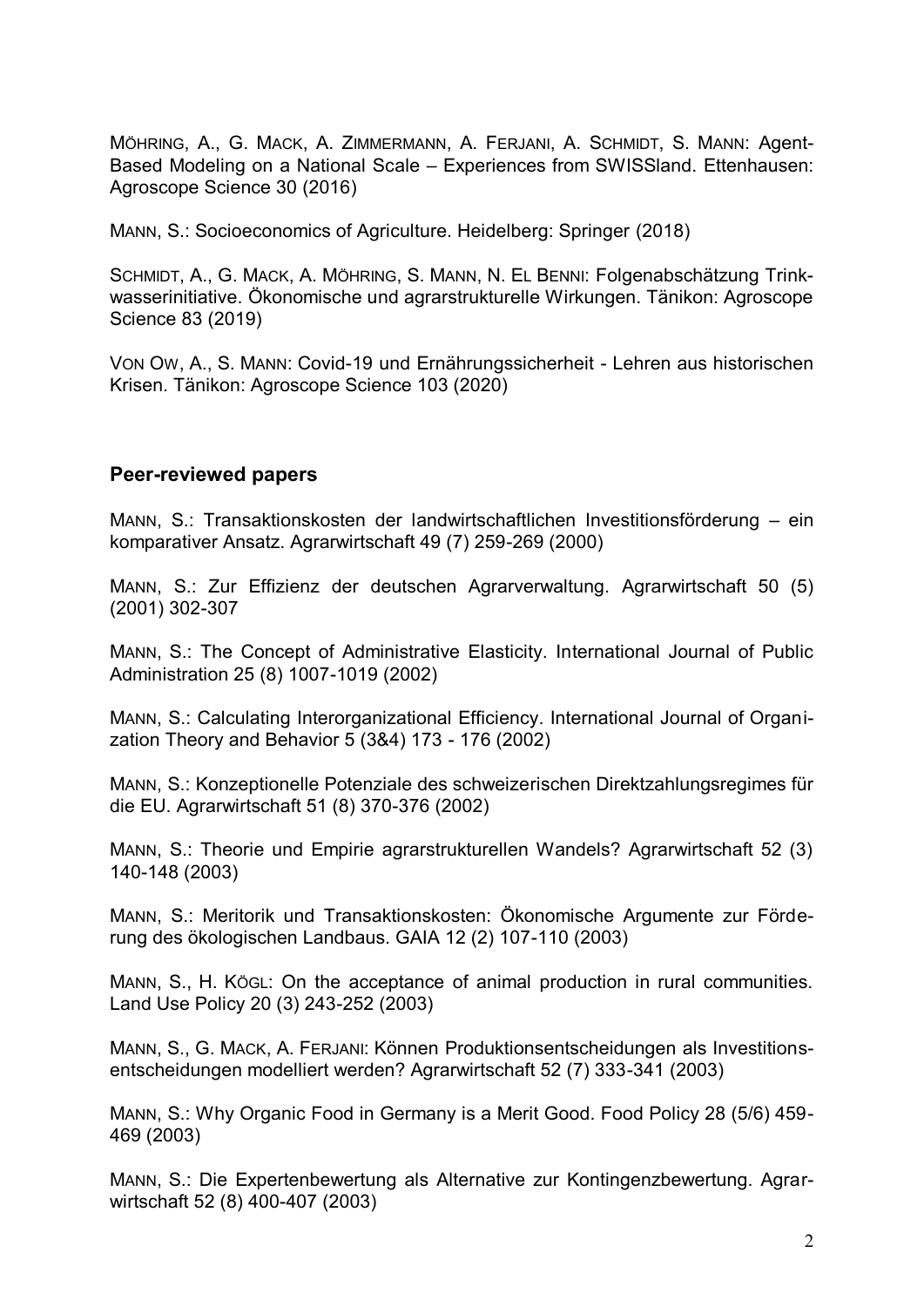MÖHRING, A., G. MACK, A. ZIMMERMANN, A. FERJANI, A. SCHMIDT, S. MANN: Agent-Based Modeling on a National Scale – Experiences from SWISSland. Ettenhausen: Agroscope Science 30 (2016)

MANN, S.: Socioeconomics of Agriculture. Heidelberg: Springer (2018)

SCHMIDT, A., G. MACK, A. MÖHRING, S. MANN, N. EL BENNI: Folgenabschätzung Trinkwasserinitiative. Ökonomische und agrarstrukturelle Wirkungen. Tänikon: Agroscope Science 83 (2019)

VON OW, A., S. MANN: Covid-19 und Ernährungssicherheit - Lehren aus historischen Krisen. Tänikon: Agroscope Science 103 (2020)

### Peer-reviewed papers

MANN, S.: Transaktionskosten der landwirtschaftlichen Investitionsförderung – ein komparativer Ansatz. Agrarwirtschaft 49 (7) 259-269 (2000)

MANN, S.: Zur Effizienz der deutschen Agrarverwaltung. Agrarwirtschaft 50 (5) (2001) 302-307

MANN, S.: The Concept of Administrative Elasticity. International Journal of Public Administration 25 (8) 1007-1019 (2002)

MANN, S.: Calculating Interorganizational Efficiency. International Journal of Organization Theory and Behavior 5 (3&4) 173 - 176 (2002)

MANN, S.: Konzeptionelle Potenziale des schweizerischen Direktzahlungsregimes für die EU. Agrarwirtschaft 51 (8) 370-376 (2002)

MANN, S.: Theorie und Empirie agrarstrukturellen Wandels? Agrarwirtschaft 52 (3) 140-148 (2003)

MANN, S.: Meritorik und Transaktionskosten: Ökonomische Argumente zur Förderung des ökologischen Landbaus. GAIA 12 (2) 107-110 (2003)

MANN, S., H. KÖGL: On the acceptance of animal production in rural communities. Land Use Policy 20 (3) 243-252 (2003)

MANN, S., G. MACK, A. FERJANI: Können Produktionsentscheidungen als Investitionsentscheidungen modelliert werden? Agrarwirtschaft 52 (7) 333-341 (2003)

MANN, S.: Why Organic Food in Germany is a Merit Good. Food Policy 28 (5/6) 459-469 (2003)

MANN, S.: Die Expertenbewertung als Alternative zur Kontingenzbewertung. Agrarwirtschaft 52 (8) 400-407 (2003)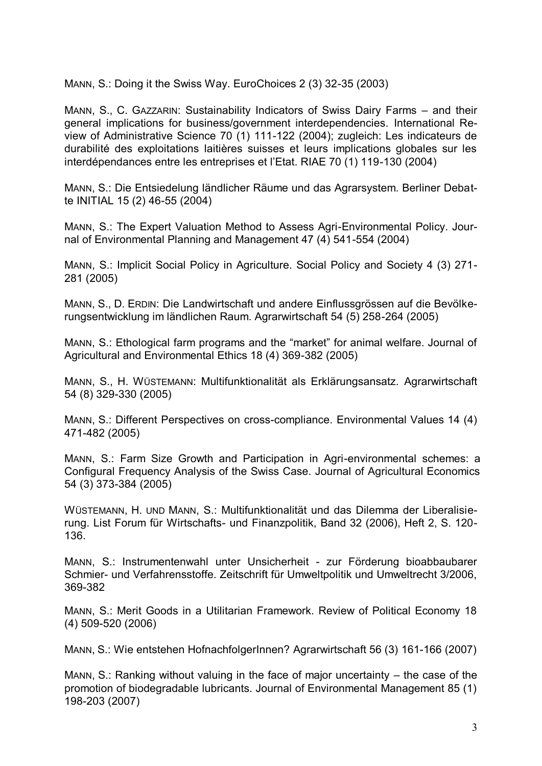MANN, S.: Doing it the Swiss Way. EuroChoices 2 (3) 32-35 (2003)

MANN, S., C. GAZZARIN: Sustainability Indicators of Swiss Dairy Farms – and their general implications for business/government interdependencies. International Review of Administrative Science 70 (1) 111-122 (2004); zugleich: Les indicateurs de durabilité des exploitations laitières suisses et leurs implications globales sur les interdépendances entre les entreprises et l'Etat. RIAE 70 (1) 119-130 (2004)

MANN, S.: Die Entsiedelung ländlicher Räume und das Agrarsystem. Berliner Debatte INITIAL 15 (2) 46-55 (2004)

MANN, S.: The Expert Valuation Method to Assess Agri-Environmental Policy. Journal of Environmental Planning and Management 47 (4) 541-554 (2004)

MANN, S.: Implicit Social Policy in Agriculture. Social Policy and Society 4 (3) 271-281 (2005)

MANN, S., D. ERDIN: Die Landwirtschaft und andere Einflussgrössen auf die Bevölkerungsentwicklung im ländlichen Raum. Agrarwirtschaft 54 (5) 258-264 (2005)

MANN, S.: Ethological farm programs and the "market" for animal welfare. Journal of Agricultural and Environmental Ethics 18 (4) 369-382 (2005)

MANN, S., H. WÜSTEMANN: Multifunktionalität als Erklärungsansatz. Agrarwirtschaft 54 (8) 329-330 (2005)

MANN, S.: Different Perspectives on cross-compliance. Environmental Values 14 (4) 471-482 (2005)

MANN, S.: Farm Size Growth and Participation in Agri-environmental schemes: a Configural Frequency Analysis of the Swiss Case. Journal of Agricultural Economics 54 (3) 373-384 (2005)

WÜSTEMANN, H. UND MANN, S.: Multifunktionalität und das Dilemma der Liberalisierung. List Forum für Wirtschafts- und Finanzpolitik, Band 32 (2006), Heft 2, S. 120-136.

MANN, S.: Instrumentenwahl unter Unsicherheit - zur Förderung bioabbaubarer Schmier- und Verfahrensstoffe. Zeitschrift für Umweltpolitik und Umweltrecht 3/2006, 369-382

MANN, S.: Merit Goods in a Utilitarian Framework. Review of Political Economy 18 (4) 509-520 (2006)

MANN, S.: Wie entstehen HofnachfolgerInnen? Agrarwirtschaft 56 (3) 161-166 (2007)

MANN, S.: Ranking without valuing in the face of major uncertainty – the case of the promotion of biodegradable lubricants. Journal of Environmental Management 85 (1) 198-203 (2007)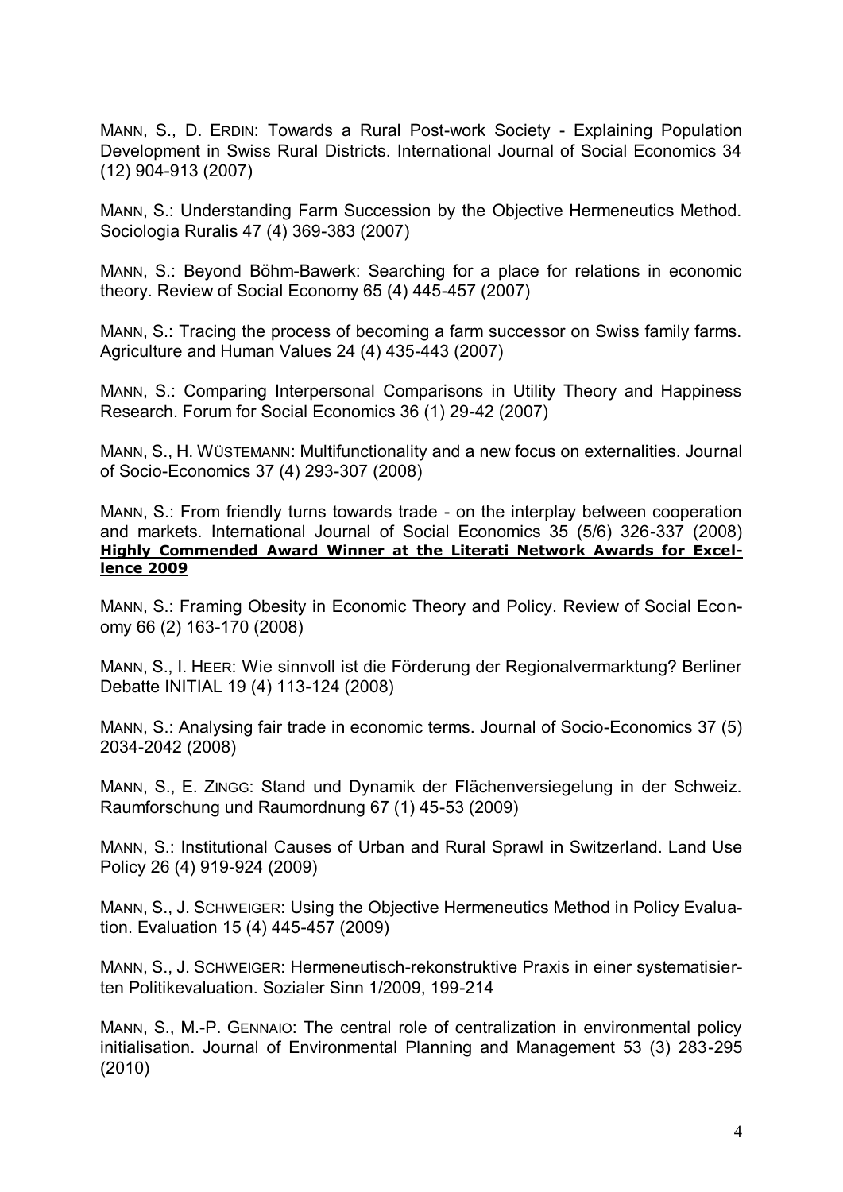MANN, S., D. ERDIN: Towards a Rural Post-work Society - Explaining Population Development in Swiss Rural Districts. International Journal of Social Economics 34 (12) 904-913 (2007)

MANN, S.: Understanding Farm Succession by the Objective Hermeneutics Method. Sociologia Ruralis 47 (4) 369-383 (2007)

MANN, S.: Beyond Böhm-Bawerk: Searching for a place for relations in economic theory. Review of Social Economy 65 (4) 445-457 (2007)

MANN, S.: Tracing the process of becoming a farm successor on Swiss family farms. Agriculture and Human Values 24 (4) 435-443 (2007)

MANN, S.: Comparing Interpersonal Comparisons in Utility Theory and Happiness Research. Forum for Social Economics 36 (1) 29-42 (2007)

MANN, S., H. WÜSTEMANN: Multifunctionality and a new focus on externalities. Journal of Socio-Economics 37 (4) 293-307 (2008)

MANN, S.: From friendly turns towards trade - on the interplay between cooperation and markets. International Journal of Social Economics 35 (5/6) 326-337 (2008) **Highly Commended Award Winner at the Literati Network Awards for Excellence 2009**

MANN, S.: Framing Obesity in Economic Theory and Policy. Review of Social Economy 66 (2) 163-170 (2008)

MANN, S., I. HEER: Wie sinnvoll ist die Förderung der Regionalvermarktung? Berliner Debatte INITIAL 19 (4) 113-124 (2008)

MANN, S.: Analysing fair trade in economic terms. Journal of Socio-Economics 37 (5) 2034-2042 (2008)

MANN, S., E. ZINGG: Stand und Dynamik der Flächenversiegelung in der Schweiz. Raumforschung und Raumordnung 67 (1) 45-53 (2009)

MANN, S.: Institutional Causes of Urban and Rural Sprawl in Switzerland. Land Use Policy 26 (4) 919-924 (2009)

MANN, S., J. SCHWEIGER: Using the Objective Hermeneutics Method in Policy Evaluation. Evaluation 15 (4) 445-457 (2009)

MANN, S., J. SCHWEIGER: Hermeneutisch-rekonstruktive Praxis in einer systematisierten Politikevaluation. Sozialer Sinn 1/2009, 199-214

MANN, S., M.-P. GENNAIO: The central role of centralization in environmental policy initialisation. Journal of Environmental Planning and Management 53 (3) 283-295 (2010)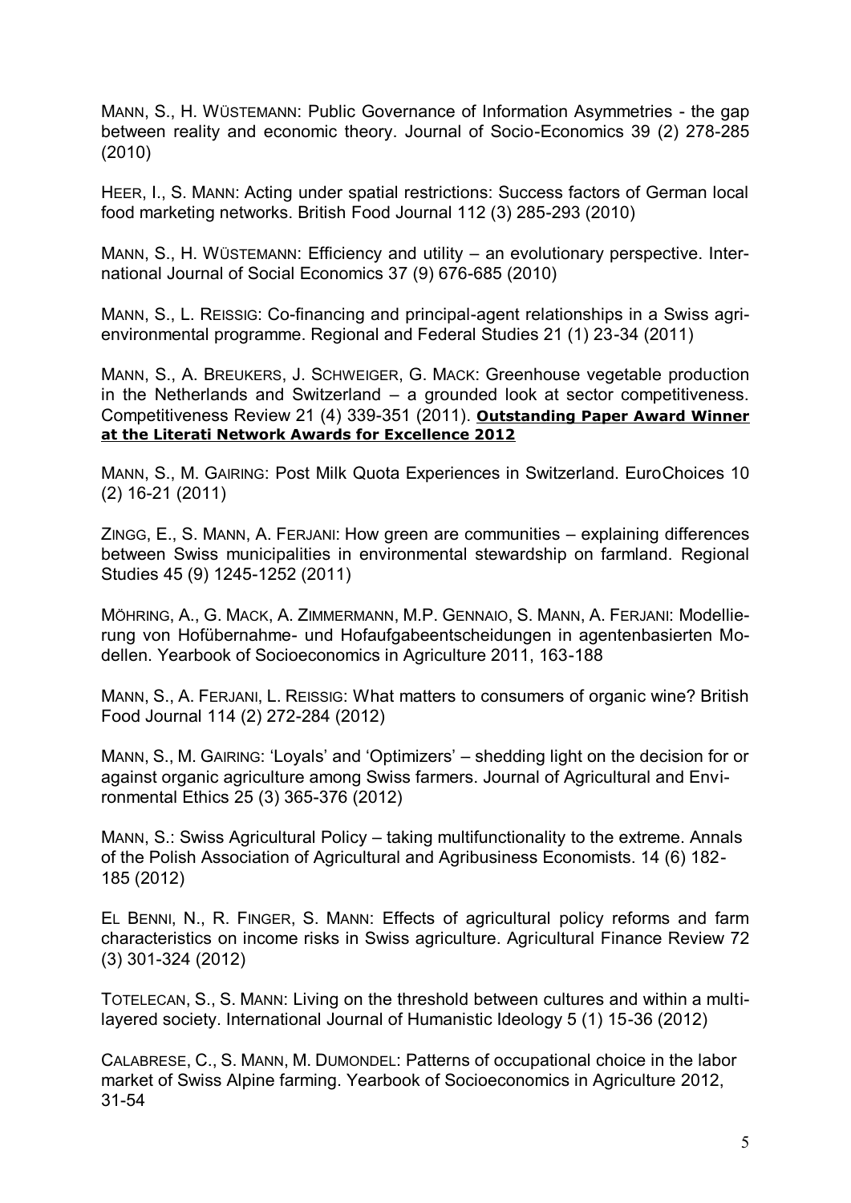MANN, S., H. WÜSTEMANN: Public Governance of Information Asymmetries - the gap between reality and economic theory. Journal of Socio-Economics 39 (2) 278-285 (2010)

HEER, I., S. MANN: Acting under spatial restrictions: Success factors of German local food marketing networks. British Food Journal 112 (3) 285-293 (2010)

MANN, S., H. WÜSTEMANN: Efficiency and utility – an evolutionary perspective. International Journal of Social Economics 37 (9) 676-685 (2010)

MANN, S., L. REISSIG: Co-financing and principal-agent relationships in a Swiss agri-environmental programme. Regional and Federal Studies 21 (1) 23-34 (2011)

MANN, S., A. BREUKERS, J. SCHWEIGER, G. MACK: Greenhouse vegetable production in the Netherlands and Switzerland – a grounded look at sector competitiveness. Competitiveness Review 21 (4) 339-351 (2011). **Outstanding Paper Award Winner at the Literati Network Awards for Excellence 2012**

MANN, S., M. GAIRING: Post Milk Quota Experiences in Switzerland. EuroChoices 10 (2) 16-21 (2011)

ZINGG, E., S. MANN, A. FERJANI: How green are communities – explaining differences between Swiss municipalities in environmental stewardship on farmland. Regional Studies 45 (9) 1245-1252 (2011)

MÖHRING, A., G. MACK, A. ZIMMERMANN, M.P. GENNAIO, S. MANN, A. FERJANI: Modellierung von Hofübernahme- und Hofaufgabeentscheidungen in agentenbasierten Modellen. Yearbook of Socioeconomics in Agriculture 2011, 163-188

MANN, S., A. FERJANI, L. REISSIG: What matters to consumers of organic wine? British Food Journal 114 (2) 272-284 (2012)

MANN, S., M. GAIRING: 'Loyals' and 'Optimizers' – shedding light on the decision for or against organic agriculture among Swiss farmers. Journal of Agricultural and Environmental Ethics 25 (3) 365-376 (2012)

MANN, S.: Swiss Agricultural Policy – taking multifunctionality to the extreme. Annals of the Polish Association of Agricultural and Agribusiness Economists. 14 (6) 182-185 (2012)

EL BENNI, N., R. FINGER, S. MANN: Effects of agricultural policy reforms and farm characteristics on income risks in Swiss agriculture. Agricultural Finance Review 72 (3) 301-324 (2012)

TOTELECAN, S., S. MANN: Living on the threshold between cultures and within a multi-layered society. International Journal of Humanistic Ideology 5 (1) 15-36 (2012)

CALABRESE, C., S. MANN, M. DUMONDEL: Patterns of occupational choice in the labor market of Swiss Alpine farming. Yearbook of Socioeconomics in Agriculture 2012, 31-54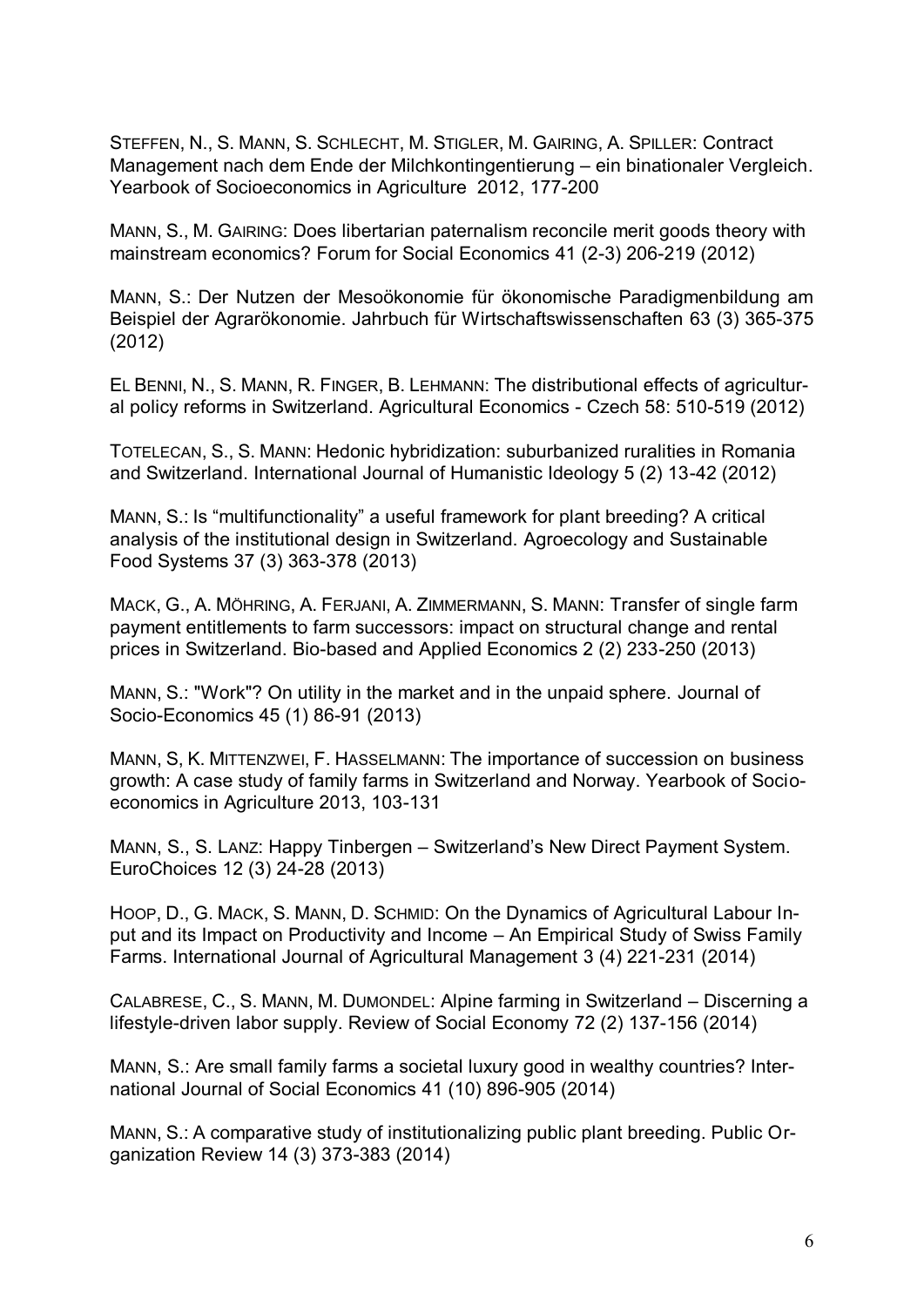STEFFEN, N., S. MANN, S. SCHLECHT, M. STIGLER, M. GAIRING, A. SPILLER: Contract Management nach dem Ende der Milchkontingentierung – ein binationaler Vergleich. Yearbook of Socioeconomics in Agriculture 2012, 177-200

MANN, S., M. GAIRING: Does libertarian paternalism reconcile merit goods theory with mainstream economics? Forum for Social Economics 41 (2-3) 206-219 (2012)

MANN, S.: Der Nutzen der Mesoökonomie für ökonomische Paradigmenbildung am Beispiel der Agrarökonomie. Jahrbuch für Wirtschaftswissenschaften 63 (3) 365-375 (2012)

EL BENNI, N., S. MANN, R. FINGER, B. LEHMANN: The distributional effects of agricultural policy reforms in Switzerland. Agricultural Economics - Czech 58: 510-519 (2012)

TOTELECAN, S., S. MANN: Hedonic hybridization: suburbanized ruralities in Romania and Switzerland. International Journal of Humanistic Ideology 5 (2) 13-42 (2012)

MANN, S.: Is "multifunctionality" a useful framework for plant breeding? A critical analysis of the institutional design in Switzerland. Agroecology and Sustainable Food Systems 37 (3) 363-378 (2013)

MACK, G., A. MÖHRING, A. FERJANI, A. ZIMMERMANN, S. MANN: Transfer of single farm payment entitlements to farm successors: impact on structural change and rental prices in Switzerland. Bio-based and Applied Economics 2 (2) 233-250 (2013)

MANN, S.: "Work"? On utility in the market and in the unpaid sphere. Journal of Socio-Economics 45 (1) 86-91 (2013)

MANN, S, K. MITTENZWEI, F. HASSELMANN: The importance of succession on business growth: A case study of family farms in Switzerland and Norway. Yearbook of Socioeconomics in Agriculture 2013, 103-131

MANN, S., S. LANZ: Happy Tinbergen – Switzerland's New Direct Payment System. EuroChoices 12 (3) 24-28 (2013)

HOOP, D., G. MACK, S. MANN, D. SCHMID: On the Dynamics of Agricultural Labour Input and its Impact on Productivity and Income – An Empirical Study of Swiss Family Farms. International Journal of Agricultural Management 3 (4) 221-231 (2014)

CALABRESE, C., S. MANN, M. DUMONDEL: Alpine farming in Switzerland – Discerning a lifestyle-driven labor supply. Review of Social Economy 72 (2) 137-156 (2014)

MANN, S.: Are small family farms a societal luxury good in wealthy countries? International Journal of Social Economics 41 (10) 896-905 (2014)

MANN, S.: A comparative study of institutionalizing public plant breeding. Public Organization Review 14 (3) 373-383 (2014)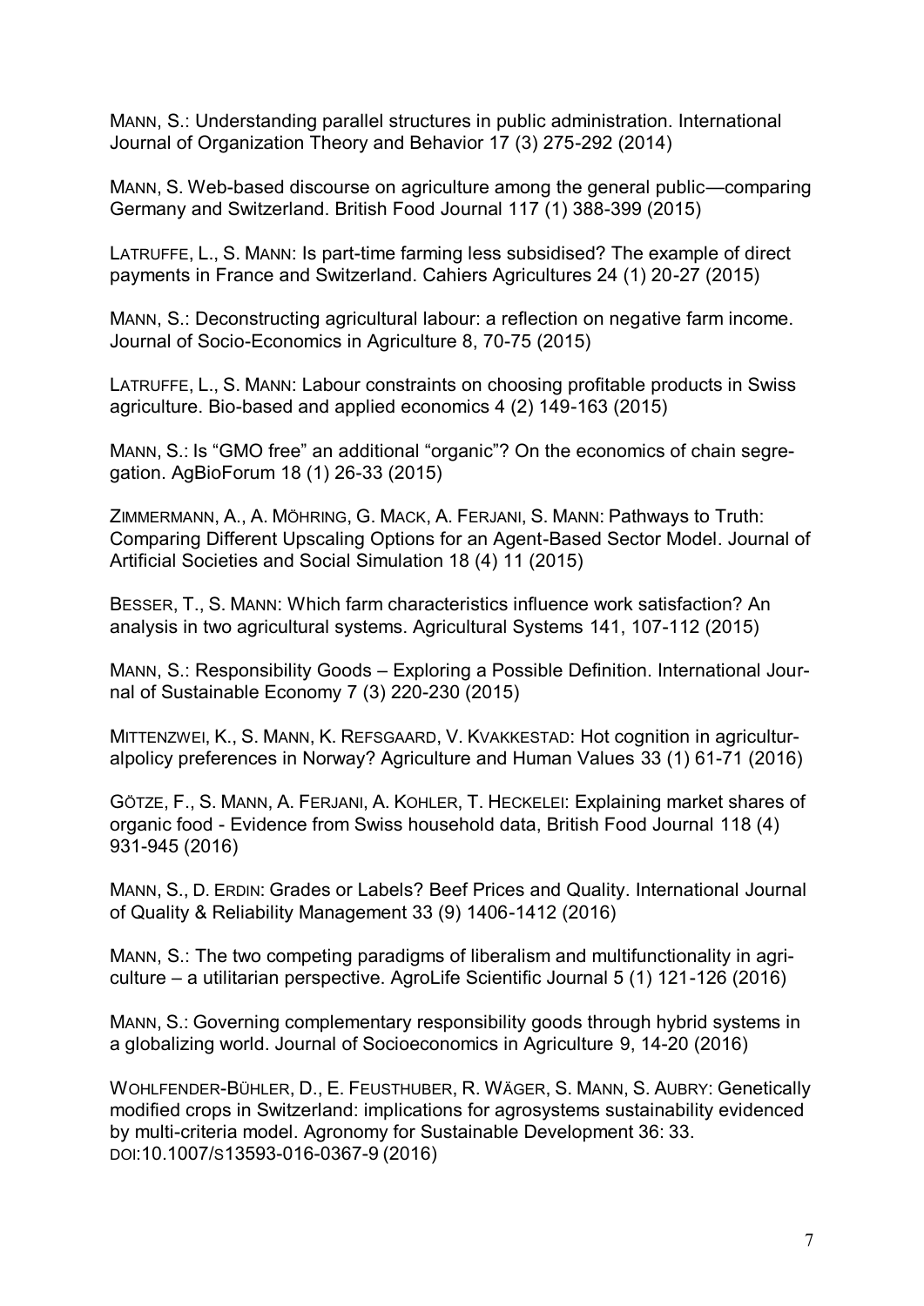MANN, S.: Understanding parallel structures in public administration. International Journal of Organization Theory and Behavior 17 (3) 275-292 (2014)

MANN, S. Web-based discourse on agriculture among the general public—comparing Germany and Switzerland. British Food Journal 117 (1) 388-399 (2015)

LATRUFFE, L., S. MANN: Is part-time farming less subsidised? The example of direct payments in France and Switzerland. Cahiers Agricultures 24 (1) 20-27 (2015)

MANN, S.: Deconstructing agricultural labour: a reflection on negative farm income. Journal of Socio-Economics in Agriculture 8, 70-75 (2015)

LATRUFFE, L., S. MANN: Labour constraints on choosing profitable products in Swiss agriculture. Bio-based and applied economics 4 (2) 149-163 (2015)

MANN, S.: Is “GMO free” an additional “organic”? On the economics of chain segregation. AgBioForum 18 (1) 26-33 (2015)

ZIMMERMANN, A., A. MÖHRING, G. MACK, A. FERJANI, S. MANN: Pathways to Truth: Comparing Different Upscaling Options for an Agent-Based Sector Model. Journal of Artificial Societies and Social Simulation 18 (4) 11 (2015)

BESSER, T., S. MANN: Which farm characteristics influence work satisfaction? An analysis in two agricultural systems. Agricultural Systems 141, 107-112 (2015)

MANN, S.: Responsibility Goods – Exploring a Possible Definition. International Journal of Sustainable Economy 7 (3) 220-230 (2015)

MITTENZWEI, K., S. MANN, K. REFSGAARD, V. KVAKKESTAD: Hot cognition in agriculturalpolicy preferences in Norway? Agriculture and Human Values 33 (1) 61-71 (2016)

GÖTZE, F., S. MANN, A. FERJANI, A. KOHLER, T. HECKELEI: Explaining market shares of organic food - Evidence from Swiss household data, British Food Journal 118 (4) 931-945 (2016)

MANN, S., D. ERDIN: Grades or Labels? Beef Prices and Quality. International Journal of Quality & Reliability Management 33 (9) 1406-1412 (2016)

MANN, S.: The two competing paradigms of liberalism and multifunctionality in agriculture – a utilitarian perspective. AgroLife Scientific Journal 5 (1) 121-126 (2016)

MANN, S.: Governing complementary responsibility goods through hybrid systems in a globalizing world. Journal of Socioeconomics in Agriculture 9, 14-20 (2016)

WOHLFENDER-BÜHLER, D., E. FEUSTHUBER, R. WÄGER, S. MANN, S. AUBRY: Genetically modified crops in Switzerland: implications for agrosystems sustainability evidenced by multi-criteria model. Agronomy for Sustainable Development 36: 33. DOI:10.1007/S13593-016-0367-9 (2016)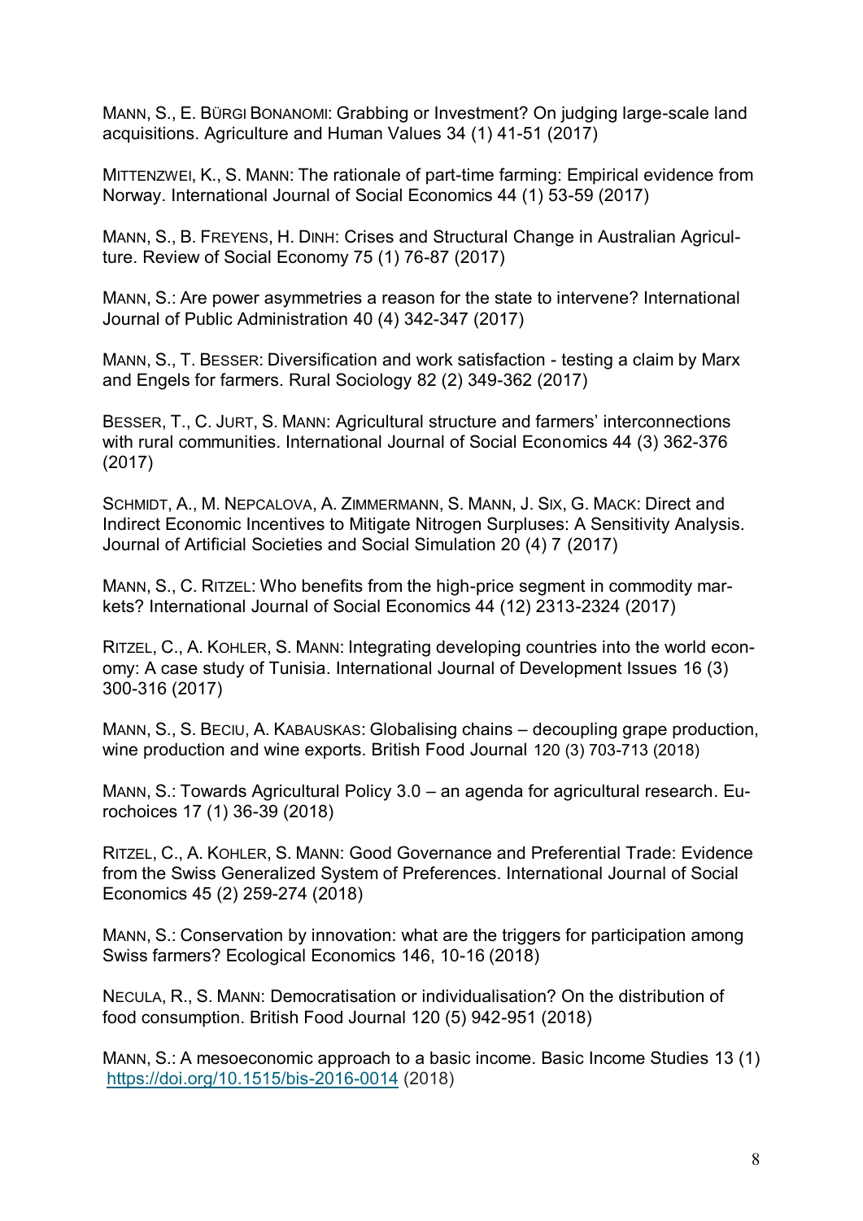MANN, S., E. BÜRGI BONANOMI: Grabbing or Investment? On judging large-scale land acquisitions. Agriculture and Human Values 34 (1) 41-51 (2017)

MITTENZWEI, K., S. MANN: The rationale of part-time farming: Empirical evidence from Norway. International Journal of Social Economics 44 (1) 53-59 (2017)

MANN, S., B. FREYENS, H. DINH: Crises and Structural Change in Australian Agriculture. Review of Social Economy 75 (1) 76-87 (2017)

MANN, S.: Are power asymmetries a reason for the state to intervene? International Journal of Public Administration 40 (4) 342-347 (2017)

MANN, S., T. BESSER: Diversification and work satisfaction - testing a claim by Marx and Engels for farmers. Rural Sociology 82 (2) 349-362 (2017)

BESSER, T., C. JURT, S. MANN: Agricultural structure and farmers' interconnections with rural communities. International Journal of Social Economics 44 (3) 362-376 (2017)

SCHMIDT, A., M. NEPCALOVA, A. ZIMMERMANN, S. MANN, J. SIX, G. MACK: Direct and Indirect Economic Incentives to Mitigate Nitrogen Surpluses: A Sensitivity Analysis. Journal of Artificial Societies and Social Simulation 20 (4) 7 (2017)

MANN, S., C. RITZEL: Who benefits from the high-price segment in commodity markets? International Journal of Social Economics 44 (12) 2313-2324 (2017)

RITZEL, C., A. KOHLER, S. MANN: Integrating developing countries into the world economy: A case study of Tunisia. International Journal of Development Issues 16 (3) 300-316 (2017)

MANN, S., S. BECIU, A. KABAUSKAS: Globalising chains – decoupling grape production, wine production and wine exports. British Food Journal 120 (3) 703-713 (2018)

MANN, S.: Towards Agricultural Policy 3.0 – an agenda for agricultural research. Eurochoices 17 (1) 36-39 (2018)

RITZEL, C., A. KOHLER, S. MANN: Good Governance and Preferential Trade: Evidence from the Swiss Generalized System of Preferences. International Journal of Social Economics 45 (2) 259-274 (2018)

MANN, S.: Conservation by innovation: what are the triggers for participation among Swiss farmers? Ecological Economics 146, 10-16 (2018)

NECULA, R., S. MANN: Democratisation or individualisation? On the distribution of food consumption. British Food Journal 120 (5) 942-951 (2018)

MANN, S.: A mesoeconomic approach to a basic income. Basic Income Studies 13 (1) https://doi.org/10.1515/bis-2016-0014 (2018)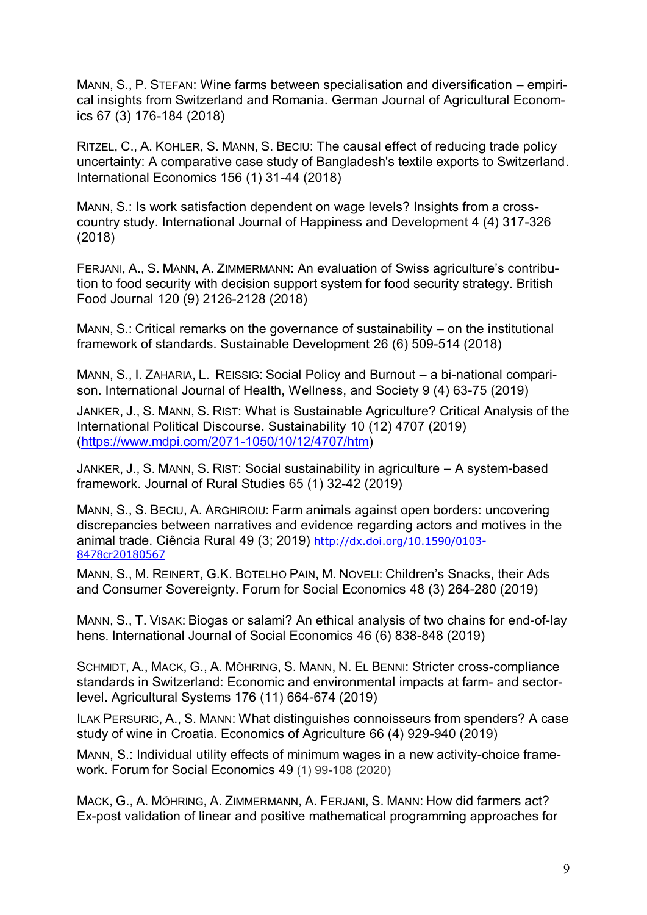MANN, S., P. STEFAN: Wine farms between specialisation and diversification – empirical insights from Switzerland and Romania. German Journal of Agricultural Economics 67 (3) 176-184 (2018)

RITZEL, C., A. KOHLER, S. MANN, S. BECIU: The causal effect of reducing trade policy uncertainty: A comparative case study of Bangladesh's textile exports to Switzerland. International Economics 156 (1) 31-44 (2018)

MANN, S.: Is work satisfaction dependent on wage levels? Insights from a cross-country study. International Journal of Happiness and Development 4 (4) 317-326 (2018)

FERJANI, A., S. MANN, A. ZIMMERMANN: An evaluation of Swiss agriculture's contribution to food security with decision support system for food security strategy. British Food Journal 120 (9) 2126-2128 (2018)

MANN, S.: Critical remarks on the governance of sustainability – on the institutional framework of standards. Sustainable Development 26 (6) 509-514 (2018)

MANN, S., I. ZAHARIA, L. REISSIG: Social Policy and Burnout – a bi-national comparison. International Journal of Health, Wellness, and Society 9 (4) 63-75 (2019)

JANKER, J., S. MANN, S. RIST: What is Sustainable Agriculture? Critical Analysis of the International Political Discourse. Sustainability 10 (12) 4707 (2019) (https://www.mdpi.com/2071-1050/10/12/4707/htm)

JANKER, J., S. MANN, S. RIST: Social sustainability in agriculture – A system-based framework. Journal of Rural Studies 65 (1) 32-42 (2019)

MANN, S., S. BECIU, A. ARGHIROIU: Farm animals against open borders: uncovering discrepancies between narratives and evidence regarding actors and motives in the animal trade. Ciência Rural 49 (3; 2019) http://dx.doi.org/10.1590/0103-8478cr20180567

MANN, S., M. REINERT, G.K. BOTELHO PAIN, M. NOVELI: Children's Snacks, their Ads and Consumer Sovereignty. Forum for Social Economics 48 (3) 264-280 (2019)

MANN, S., T. VISAK: Biogas or salami? An ethical analysis of two chains for end-of-lay hens. International Journal of Social Economics 46 (6) 838-848 (2019)

SCHMIDT, A., MACK, G., A. MÖHRING, S. MANN, N. EL BENNI: Stricter cross-compliance standards in Switzerland: Economic and environmental impacts at farm- and sector-level. Agricultural Systems 176 (11) 664-674 (2019)

ILAK PERSURIC, A., S. MANN: What distinguishes connoisseurs from spenders? A case study of wine in Croatia. Economics of Agriculture 66 (4) 929-940 (2019)

MANN, S.: Individual utility effects of minimum wages in a new activity-choice framework. Forum for Social Economics 49 (1) 99-108 (2020)

MACK, G., A. MÖHRING, A. ZIMMERMANN, A. FERJANI, S. MANN: How did farmers act? Ex-post validation of linear and positive mathematical programming approaches for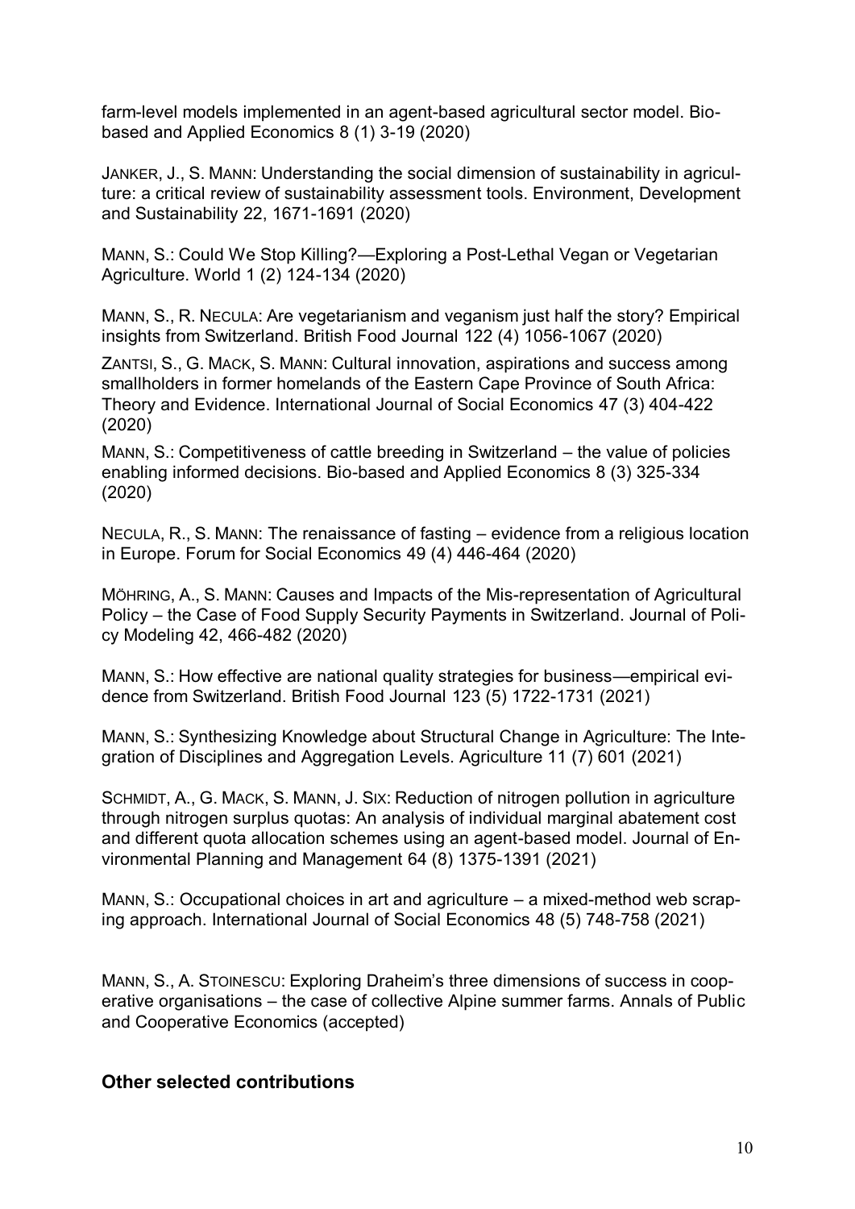farm-level models implemented in an agent-based agricultural sector model. Bio-based and Applied Economics 8 (1) 3-19 (2020)

JANKER, J., S. MANN: Understanding the social dimension of sustainability in agriculture: a critical review of sustainability assessment tools. Environment, Development and Sustainability 22, 1671-1691 (2020)

MANN, S.: Could We Stop Killing?—Exploring a Post-Lethal Vegan or Vegetarian Agriculture. World 1 (2) 124-134 (2020)

MANN, S., R. NECULA: Are vegetarianism and veganism just half the story? Empirical insights from Switzerland. British Food Journal 122 (4) 1056-1067 (2020)

ZANTSI, S., G. MACK, S. MANN: Cultural innovation, aspirations and success among smallholders in former homelands of the Eastern Cape Province of South Africa: Theory and Evidence. International Journal of Social Economics 47 (3) 404-422 (2020)

MANN, S.: Competitiveness of cattle breeding in Switzerland – the value of policies enabling informed decisions. Bio-based and Applied Economics 8 (3) 325-334 (2020)

NECULA, R., S. MANN: The renaissance of fasting – evidence from a religious location in Europe. Forum for Social Economics 49 (4) 446-464 (2020)

MÖHRING, A., S. MANN: Causes and Impacts of the Mis-representation of Agricultural Policy – the Case of Food Supply Security Payments in Switzerland. Journal of Policy Modeling 42, 466-482 (2020)

MANN, S.: How effective are national quality strategies for business—empirical evidence from Switzerland. British Food Journal 123 (5) 1722-1731 (2021)

MANN, S.: Synthesizing Knowledge about Structural Change in Agriculture: The Integration of Disciplines and Aggregation Levels. Agriculture 11 (7) 601 (2021)

SCHMIDT, A., G. MACK, S. MANN, J. SIX: Reduction of nitrogen pollution in agriculture through nitrogen surplus quotas: An analysis of individual marginal abatement cost and different quota allocation schemes using an agent-based model. Journal of Environmental Planning and Management 64 (8) 1375-1391 (2021)

MANN, S.: Occupational choices in art and agriculture – a mixed-method web scraping approach. International Journal of Social Economics 48 (5) 748-758 (2021)

MANN, S., A. STOINESCU: Exploring Draheim's three dimensions of success in cooperative organisations – the case of collective Alpine summer farms. Annals of Public and Cooperative Economics (accepted)

### Other selected contributions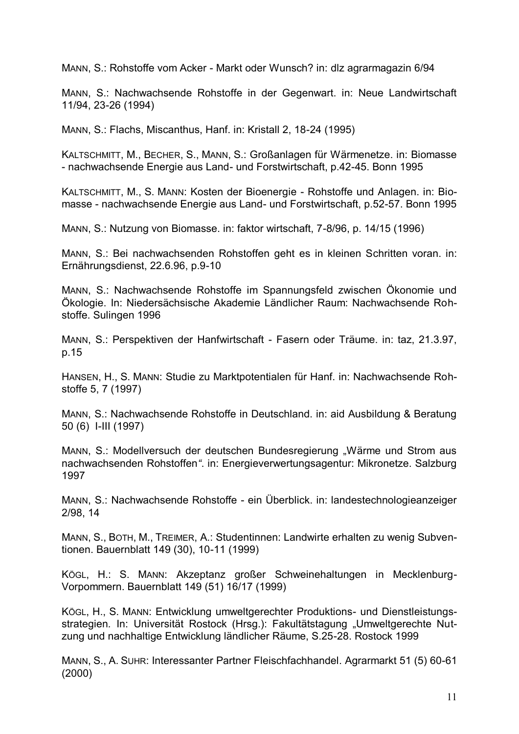MANN, S.: Rohstoffe vom Acker - Markt oder Wunsch? in: dlz agrarmagazin 6/94

MANN, S.: Nachwachsende Rohstoffe in der Gegenwart. in: Neue Landwirtschaft 11/94, 23-26 (1994)

MANN, S.: Flachs, Miscanthus, Hanf. in: Kristall 2, 18-24 (1995)

KALTSCHMITT, M., BECHER, S., MANN, S.: Großanlagen für Wärmenetze. in: Biomasse - nachwachsende Energie aus Land- und Forstwirtschaft, p.42-45. Bonn 1995

KALTSCHMITT, M., S. MANN: Kosten der Bioenergie - Rohstoffe und Anlagen. in: Biomasse - nachwachsende Energie aus Land- und Forstwirtschaft, p.52-57. Bonn 1995

MANN, S.: Nutzung von Biomasse. in: faktor wirtschaft, 7-8/96, p. 14/15 (1996)

MANN, S.: Bei nachwachsenden Rohstoffen geht es in kleinen Schritten voran. in: Ernährungsdienst, 22.6.96, p.9-10

MANN, S.: Nachwachsende Rohstoffe im Spannungsfeld zwischen Ökonomie und Ökologie. In: Niedersächsische Akademie Ländlicher Raum: Nachwachsende Rohstoffe. Sulingen 1996

MANN, S.: Perspektiven der Hanfwirtschaft - Fasern oder Träume. in: taz, 21.3.97, p.15

HANSEN, H., S. MANN: Studie zu Marktpotentialen für Hanf. in: Nachwachsende Rohstoffe 5, 7 (1997)

MANN, S.: Nachwachsende Rohstoffe in Deutschland. in: aid Ausbildung & Beratung 50 (6) I-III (1997)

MANN, S.: Modellversuch der deutschen Bundesregierung „Wärme und Strom aus nachwachsenden Rohstoffen". in: Energieverwertungsagentur: Mikronetze. Salzburg 1997

MANN, S.: Nachwachsende Rohstoffe - ein Überblick. in: landestechnologieanzeiger 2/98, 14

MANN, S., BOTH, M., TREIMER, A.: Studentinnen: Landwirte erhalten zu wenig Subventionen. Bauernblatt 149 (30), 10-11 (1999)

KÖGL, H.: S. MANN: Akzeptanz großer Schweinehaltungen in Mecklenburg-Vorpommern. Bauernblatt 149 (51) 16/17 (1999)

KÖGL, H., S. MANN: Entwicklung umweltgerechter Produktions- und Dienstleistungsstrategien. In: Universität Rostock (Hrsg.): Fakultätstagung „Umweltgerechte Nutzung und nachhaltige Entwicklung ländlicher Räume, S.25-28. Rostock 1999

MANN, S., A. SUHR: Interessanter Partner Fleischfachhandel. Agrarmarkt 51 (5) 60-61 (2000)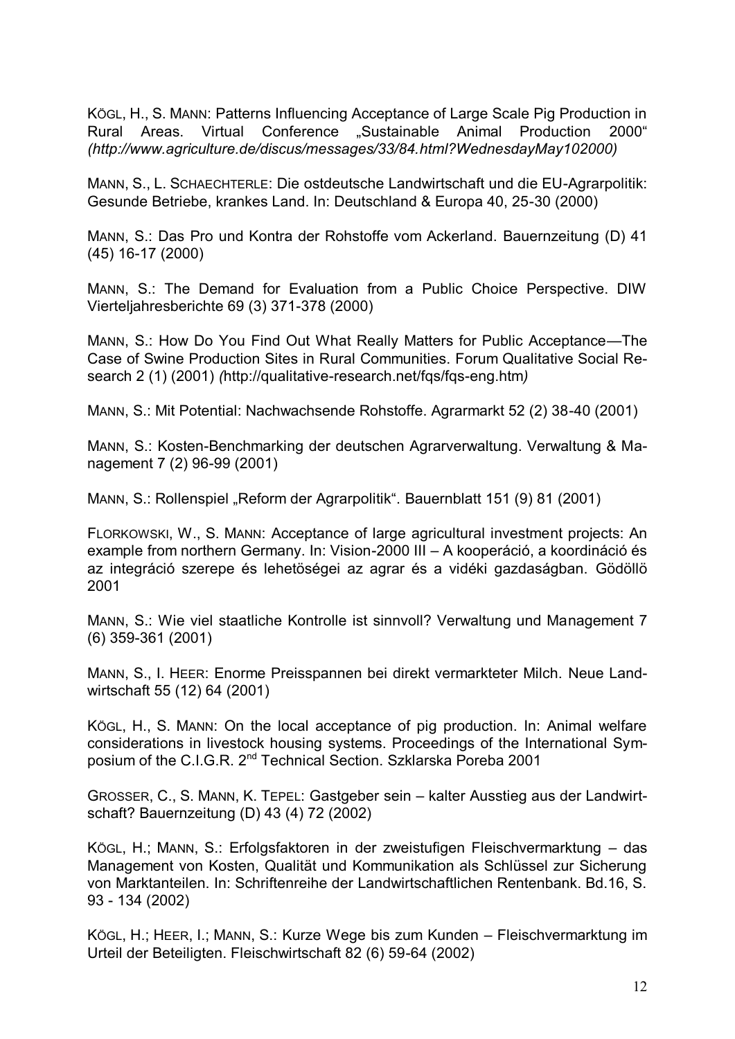KÖGL, H., S. MANN: Patterns Influencing Acceptance of Large Scale Pig Production in Rural Areas. Virtual Conference „Sustainable Animal Production 2000" *(http://www.agriculture.de/discus/messages/33/84.html?WednesdayMay102000)*

MANN, S., L. SCHAECHTERLE: Die ostdeutsche Landwirtschaft und die EU-Agrarpolitik: Gesunde Betriebe, krankes Land. In: Deutschland & Europa 40, 25-30 (2000)

MANN, S.: Das Pro und Kontra der Rohstoffe vom Ackerland. Bauernzeitung (D) 41 (45) 16-17 (2000)

MANN, S.: The Demand for Evaluation from a Public Choice Perspective. DIW Vierteljahresberichte 69 (3) 371-378 (2000)

MANN, S.: How Do You Find Out What Really Matters for Public Acceptance—The Case of Swine Production Sites in Rural Communities. Forum Qualitative Social Research 2 (1) (2001) *(*http://qualitative-research.net/fqs/fqs-eng.htm*)*

MANN, S.: Mit Potential: Nachwachsende Rohstoffe. Agrarmarkt 52 (2) 38-40 (2001)

MANN, S.: Kosten-Benchmarking der deutschen Agrarverwaltung. Verwaltung & Management 7 (2) 96-99 (2001)

MANN, S.: Rollenspiel „Reform der Agrarpolitik". Bauernblatt 151 (9) 81 (2001)

FLORKOWSKI, W., S. MANN: Acceptance of large agricultural investment projects: An example from northern Germany. In: Vision-2000 III – A kooperáció, a koordináció és az integráció szerepe és lehetöségei az agrar és a vidéki gazdaságban. Gödöllö 2001

MANN, S.: Wie viel staatliche Kontrolle ist sinnvoll? Verwaltung und Management 7 (6) 359-361 (2001)

MANN, S., I. HEER: Enorme Preisspannen bei direkt vermarkteter Milch. Neue Landwirtschaft 55 (12) 64 (2001)

KÖGL, H., S. MANN: On the local acceptance of pig production. In: Animal welfare considerations in livestock housing systems. Proceedings of the International Symposium of the C.I.G.R. 2nd Technical Section. Szklarska Poreba 2001

GROSSER, C., S. MANN, K. TEPEL: Gastgeber sein – kalter Ausstieg aus der Landwirtschaft? Bauernzeitung (D) 43 (4) 72 (2002)

KÖGL, H.; MANN, S.: Erfolgsfaktoren in der zweistufigen Fleischvermarktung – das Management von Kosten, Qualität und Kommunikation als Schlüssel zur Sicherung von Marktanteilen. In: Schriftenreihe der Landwirtschaftlichen Rentenbank. Bd.16, S. 93 - 134 (2002)

KÖGL, H.; HEER, I.; MANN, S.: Kurze Wege bis zum Kunden – Fleischvermarktung im Urteil der Beteiligten. Fleischwirtschaft 82 (6) 59-64 (2002)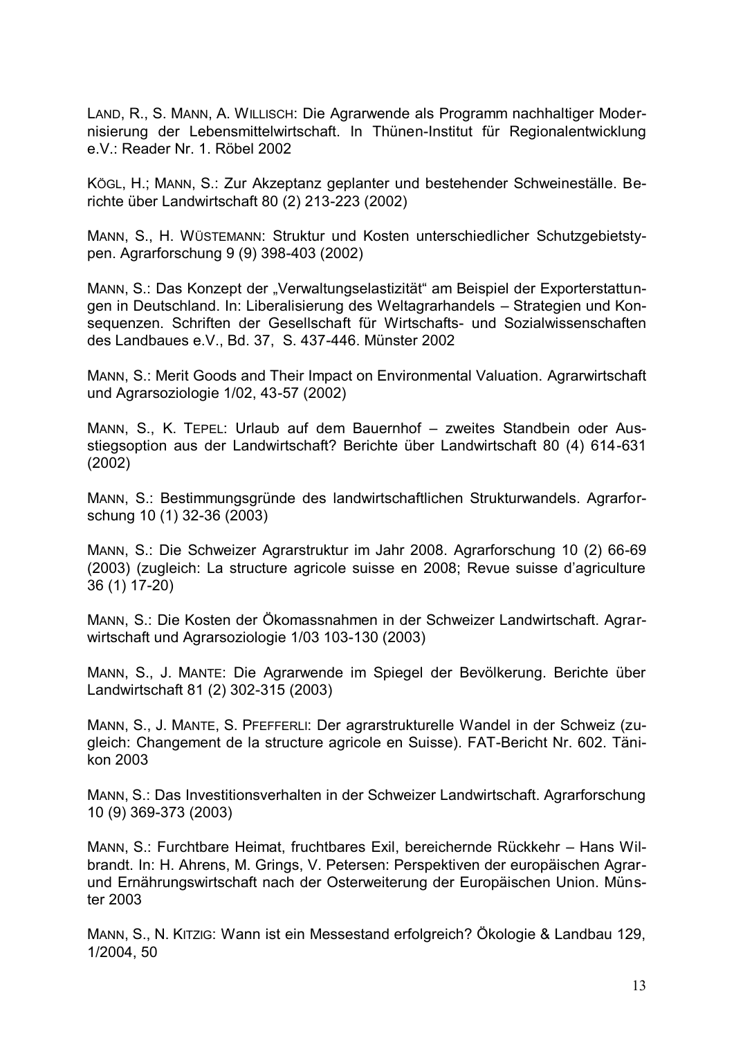LAND, R., S. MANN, A. WILLISCH: Die Agrarwende als Programm nachhaltiger Modernisierung der Lebensmittelwirtschaft. In Thünen-Institut für Regionalentwicklung e.V.: Reader Nr. 1. Röbel 2002

KÖGL, H.; MANN, S.: Zur Akzeptanz geplanter und bestehender Schweineställe. Berichte über Landwirtschaft 80 (2) 213-223 (2002)

MANN, S., H. WÜSTEMANN: Struktur und Kosten unterschiedlicher Schutzgebietstypen. Agrarforschung 9 (9) 398-403 (2002)

MANN, S.: Das Konzept der „Verwaltungselastizität" am Beispiel der Exporterstattungen in Deutschland. In: Liberalisierung des Weltagrarhandels – Strategien und Konsequenzen. Schriften der Gesellschaft für Wirtschafts- und Sozialwissenschaften des Landbaues e.V., Bd. 37, S. 437-446. Münster 2002

MANN, S.: Merit Goods and Their Impact on Environmental Valuation. Agrarwirtschaft und Agrarsoziologie 1/02, 43-57 (2002)

MANN, S., K. TEPEL: Urlaub auf dem Bauernhof – zweites Standbein oder Ausstiegsoption aus der Landwirtschaft? Berichte über Landwirtschaft 80 (4) 614-631 (2002)

MANN, S.: Bestimmungsgründe des landwirtschaftlichen Strukturwandels. Agrarforschung 10 (1) 32-36 (2003)

MANN, S.: Die Schweizer Agrarstruktur im Jahr 2008. Agrarforschung 10 (2) 66-69 (2003) (zugleich: La structure agricole suisse en 2008; Revue suisse d'agriculture 36 (1) 17-20)

MANN, S.: Die Kosten der Ökomassnahmen in der Schweizer Landwirtschaft. Agrarwirtschaft und Agrarsoziologie 1/03 103-130 (2003)

MANN, S., J. MANTE: Die Agrarwende im Spiegel der Bevölkerung. Berichte über Landwirtschaft 81 (2) 302-315 (2003)

MANN, S., J. MANTE, S. PFEFFERLI: Der agrarstrukturelle Wandel in der Schweiz (zugleich: Changement de la structure agricole en Suisse). FAT-Bericht Nr. 602. Tänikon 2003

MANN, S.: Das Investitionsverhalten in der Schweizer Landwirtschaft. Agrarforschung 10 (9) 369-373 (2003)

MANN, S.: Furchtbare Heimat, fruchtbares Exil, bereichernde Rückkehr – Hans Wilbrandt. In: H. Ahrens, M. Grings, V. Petersen: Perspektiven der europäischen Agrar- und Ernährungswirtschaft nach der Osterweiterung der Europäischen Union. Münster 2003

MANN, S., N. KITZIG: Wann ist ein Messestand erfolgreich? Ökologie & Landbau 129, 1/2004, 50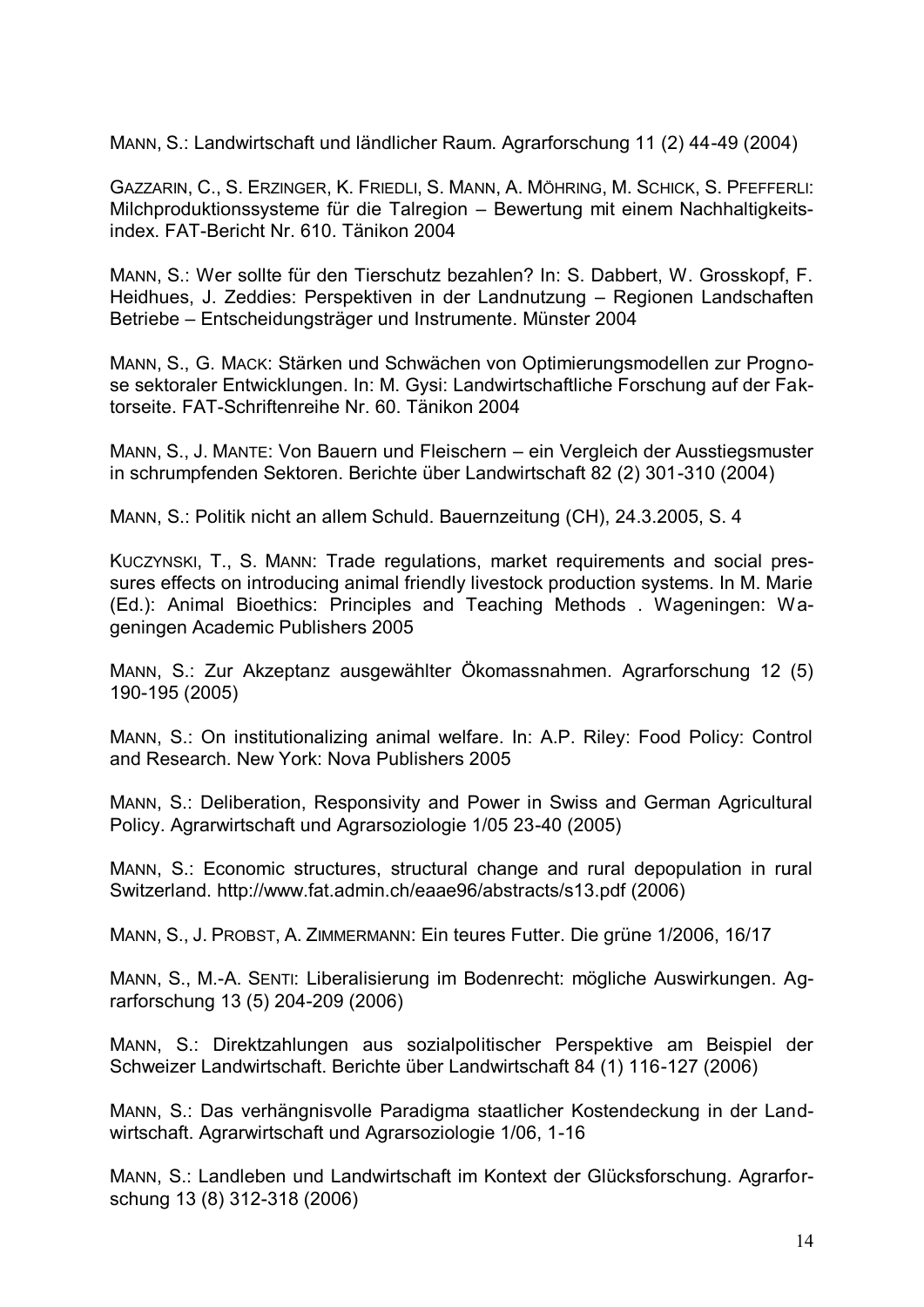MANN, S.: Landwirtschaft und ländlicher Raum. Agrarforschung 11 (2) 44-49 (2004)

GAZZARIN, C., S. ERZINGER, K. FRIEDLI, S. MANN, A. MÖHRING, M. SCHICK, S. PFEFFERLI: Milchproduktionssysteme für die Talregion – Bewertung mit einem Nachhaltigkeitsindex. FAT-Bericht Nr. 610. Tänikon 2004

MANN, S.: Wer sollte für den Tierschutz bezahlen? In: S. Dabbert, W. Grosskopf, F. Heidhues, J. Zeddies: Perspektiven in der Landnutzung – Regionen Landschaften Betriebe – Entscheidungsträger und Instrumente. Münster 2004

MANN, S., G. MACK: Stärken und Schwächen von Optimierungsmodellen zur Prognose sektoraler Entwicklungen. In: M. Gysi: Landwirtschaftliche Forschung auf der Faktorseite. FAT-Schriftenreihe Nr. 60. Tänikon 2004

MANN, S., J. MANTE: Von Bauern und Fleischern – ein Vergleich der Ausstiegsmuster in schrumpfenden Sektoren. Berichte über Landwirtschaft 82 (2) 301-310 (2004)

MANN, S.: Politik nicht an allem Schuld. Bauernzeitung (CH), 24.3.2005, S. 4

KUCZYNSKI, T., S. MANN: Trade regulations, market requirements and social pressures effects on introducing animal friendly livestock production systems. In M. Marie (Ed.): Animal Bioethics: Principles and Teaching Methods . Wageningen: Wageningen Academic Publishers 2005

MANN, S.: Zur Akzeptanz ausgewählter Ökomassnahmen. Agrarforschung 12 (5) 190-195 (2005)

MANN, S.: On institutionalizing animal welfare. In: A.P. Riley: Food Policy: Control and Research. New York: Nova Publishers 2005

MANN, S.: Deliberation, Responsivity and Power in Swiss and German Agricultural Policy. Agrarwirtschaft und Agrarsoziologie 1/05 23-40 (2005)

MANN, S.: Economic structures, structural change and rural depopulation in rural Switzerland. http://www.fat.admin.ch/eaae96/abstracts/s13.pdf (2006)

MANN, S., J. PROBST, A. ZIMMERMANN: Ein teures Futter. Die grüne 1/2006, 16/17

MANN, S., M.-A. SENTI: Liberalisierung im Bodenrecht: mögliche Auswirkungen. Agrarforschung 13 (5) 204-209 (2006)

MANN, S.: Direktzahlungen aus sozialpolitischer Perspektive am Beispiel der Schweizer Landwirtschaft. Berichte über Landwirtschaft 84 (1) 116-127 (2006)

MANN, S.: Das verhängnisvolle Paradigma staatlicher Kostendeckung in der Landwirtschaft. Agrarwirtschaft und Agrarsoziologie 1/06, 1-16

MANN, S.: Landleben und Landwirtschaft im Kontext der Glücksforschung. Agrarforschung 13 (8) 312-318 (2006)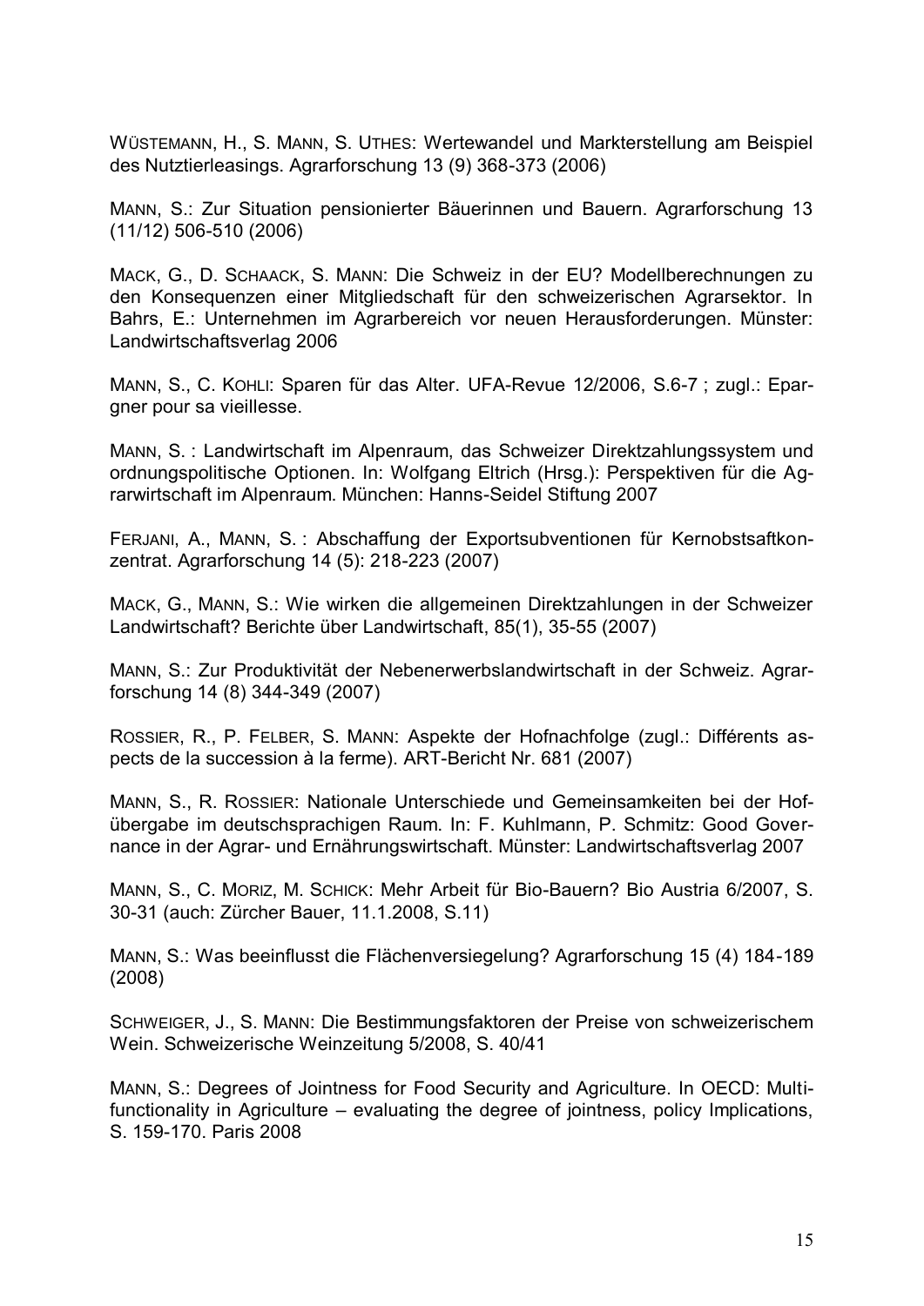WÜSTEMANN, H., S. MANN, S. UTHES: Wertewandel und Markterstellung am Beispiel des Nutztierleasings. Agrarforschung 13 (9) 368-373 (2006)

MANN, S.: Zur Situation pensionierter Bäuerinnen und Bauern. Agrarforschung 13 (11/12) 506-510 (2006)

MACK, G., D. SCHAACK, S. MANN: Die Schweiz in der EU? Modellberechnungen zu den Konsequenzen einer Mitgliedschaft für den schweizerischen Agrarsektor. In Bahrs, E.: Unternehmen im Agrarbereich vor neuen Herausforderungen. Münster: Landwirtschaftsverlag 2006

MANN, S., C. KOHLI: Sparen für das Alter. UFA-Revue 12/2006, S.6-7 ; zugl.: Epargner pour sa vieillesse.

MANN, S. : Landwirtschaft im Alpenraum, das Schweizer Direktzahlungssystem und ordnungspolitische Optionen. In: Wolfgang Eltrich (Hrsg.): Perspektiven für die Agrarwirtschaft im Alpenraum. München: Hanns-Seidel Stiftung 2007

FERJANI, A., MANN, S. : Abschaffung der Exportsubventionen für Kernobstsaftkonzentrat. Agrarforschung 14 (5): 218-223 (2007)

MACK, G., MANN, S.: Wie wirken die allgemeinen Direktzahlungen in der Schweizer Landwirtschaft? Berichte über Landwirtschaft, 85(1), 35-55 (2007)

MANN, S.: Zur Produktivität der Nebenerwerbslandwirtschaft in der Schweiz. Agrarforschung 14 (8) 344-349 (2007)

ROSSIER, R., P. FELBER, S. MANN: Aspekte der Hofnachfolge (zugl.: Différents aspects de la succession à la ferme). ART-Bericht Nr. 681 (2007)

MANN, S., R. ROSSIER: Nationale Unterschiede und Gemeinsamkeiten bei der Hofübergabe im deutschsprachigen Raum. In: F. Kuhlmann, P. Schmitz: Good Governance in der Agrar- und Ernährungswirtschaft. Münster: Landwirtschaftsverlag 2007

MANN, S., C. MORIZ, M. SCHICK: Mehr Arbeit für Bio-Bauern? Bio Austria 6/2007, S. 30-31 (auch: Zürcher Bauer, 11.1.2008, S.11)

MANN, S.: Was beeinflusst die Flächenversiegelung? Agrarforschung 15 (4) 184-189 (2008)

SCHWEIGER, J., S. MANN: Die Bestimmungsfaktoren der Preise von schweizerischem Wein. Schweizerische Weinzeitung 5/2008, S. 40/41

MANN, S.: Degrees of Jointness for Food Security and Agriculture. In OECD: Multifunctionality in Agriculture – evaluating the degree of jointness, policy Implications, S. 159-170. Paris 2008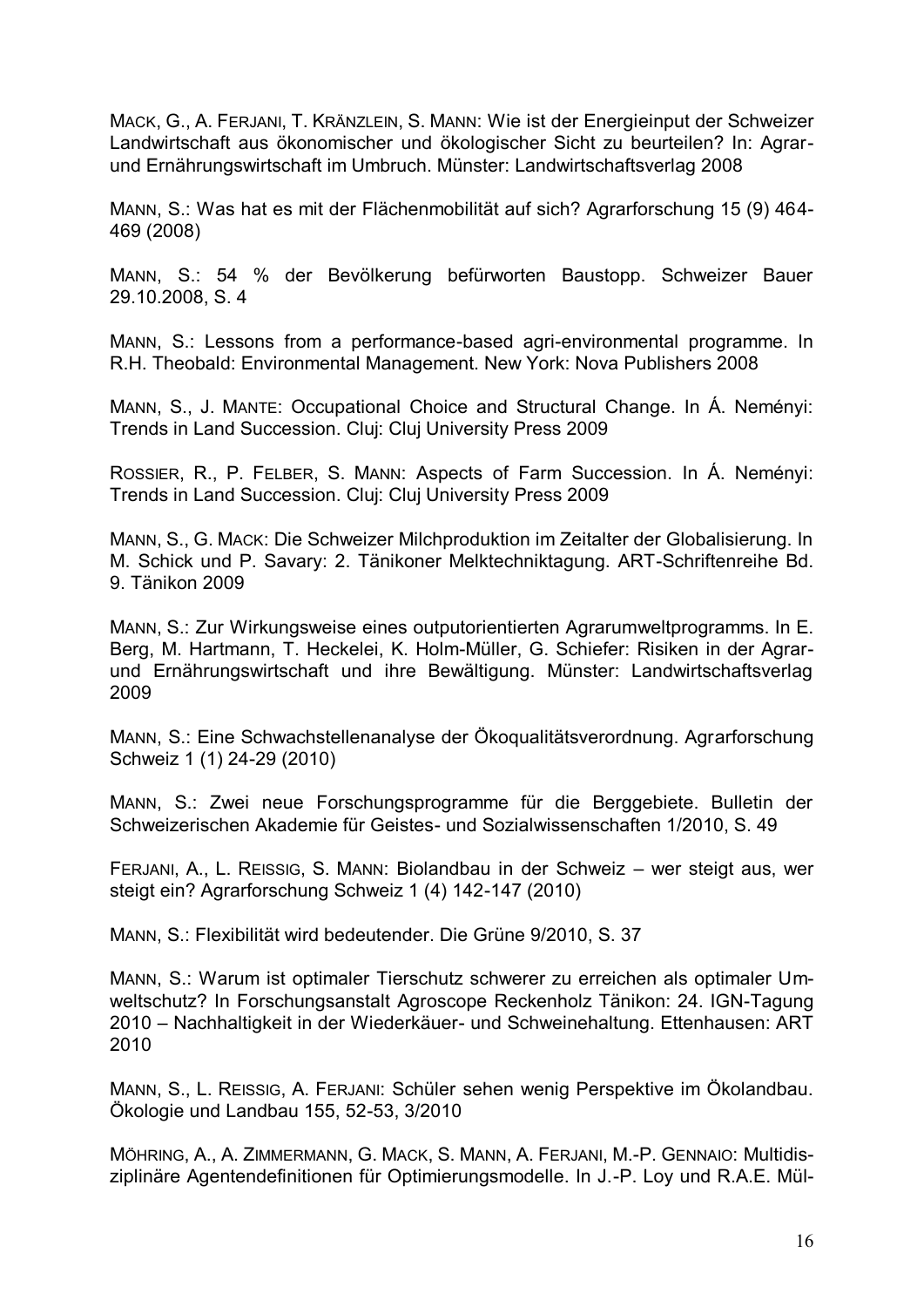MACK, G., A. FERJANI, T. KRÄNZLEIN, S. MANN: Wie ist der Energieinput der Schweizer Landwirtschaft aus ökonomischer und ökologischer Sicht zu beurteilen? In: Agrar- und Ernährungswirtschaft im Umbruch. Münster: Landwirtschaftsverlag 2008

MANN, S.: Was hat es mit der Flächenmobilität auf sich? Agrarforschung 15 (9) 464-469 (2008)

MANN, S.: 54 % der Bevölkerung befürworten Baustopp. Schweizer Bauer 29.10.2008, S. 4

MANN, S.: Lessons from a performance-based agri-environmental programme. In R.H. Theobald: Environmental Management. New York: Nova Publishers 2008

MANN, S., J. MANTE: Occupational Choice and Structural Change. In Á. Neményi: Trends in Land Succession. Cluj: Cluj University Press 2009

ROSSIER, R., P. FELBER, S. MANN: Aspects of Farm Succession. In Á. Neményi: Trends in Land Succession. Cluj: Cluj University Press 2009

MANN, S., G. MACK: Die Schweizer Milchproduktion im Zeitalter der Globalisierung. In M. Schick und P. Savary: 2. Tänikoner Melktechniktagung. ART-Schriftenreihe Bd. 9. Tänikon 2009

MANN, S.: Zur Wirkungsweise eines outputorientierten Agrarumweltprogramms. In E. Berg, M. Hartmann, T. Heckelei, K. Holm-Müller, G. Schiefer: Risiken in der Agrar- und Ernährungswirtschaft und ihre Bewältigung. Münster: Landwirtschaftsverlag 2009

MANN, S.: Eine Schwachstellenanalyse der Ökoqualitätsverordnung. Agrarforschung Schweiz 1 (1) 24-29 (2010)

MANN, S.: Zwei neue Forschungsprogramme für die Berggebiete. Bulletin der Schweizerischen Akademie für Geistes- und Sozialwissenschaften 1/2010, S. 49

FERJANI, A., L. REISSIG, S. MANN: Biolandbau in der Schweiz – wer steigt aus, wer steigt ein? Agrarforschung Schweiz 1 (4) 142-147 (2010)

MANN, S.: Flexibilität wird bedeutender. Die Grüne 9/2010, S. 37

MANN, S.: Warum ist optimaler Tierschutz schwerer zu erreichen als optimaler Umweltschutz? In Forschungsanstalt Agroscope Reckenholz Tänikon: 24. IGN-Tagung 2010 – Nachhaltigkeit in der Wiederkäuer- und Schweinehaltung. Ettenhausen: ART 2010

MANN, S., L. REISSIG, A. FERJANI: Schüler sehen wenig Perspektive im Ökolandbau. Ökologie und Landbau 155, 52-53, 3/2010

MÖHRING, A., A. ZIMMERMANN, G. MACK, S. MANN, A. FERJANI, M.-P. GENNAIO: Multidisziplinäre Agentendefinitionen für Optimierungsmodelle. In J.-P. Loy und R.A.E. Mül-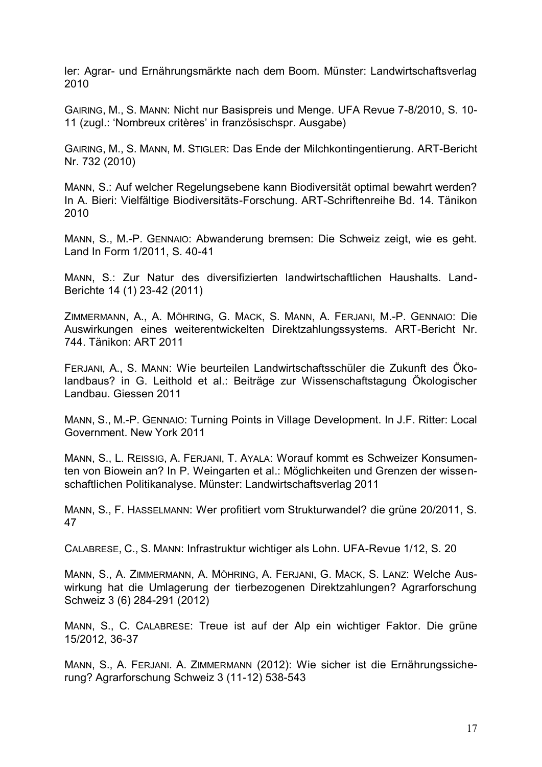ler: Agrar- und Ernährungsmärkte nach dem Boom. Münster: Landwirtschaftsverlag 2010

GAIRING, M., S. MANN: Nicht nur Basispreis und Menge. UFA Revue 7-8/2010, S. 10-11 (zugl.: 'Nombreux critères' in französischspr. Ausgabe)

GAIRING, M., S. MANN, M. STIGLER: Das Ende der Milchkontingentierung. ART-Bericht Nr. 732 (2010)

MANN, S.: Auf welcher Regelungsebene kann Biodiversität optimal bewahrt werden? In A. Bieri: Vielfältige Biodiversitäts-Forschung. ART-Schriftenreihe Bd. 14. Tänikon 2010

MANN, S., M.-P. GENNAIO: Abwanderung bremsen: Die Schweiz zeigt, wie es geht. Land In Form 1/2011, S. 40-41

MANN, S.: Zur Natur des diversifizierten landwirtschaftlichen Haushalts. Land-Berichte 14 (1) 23-42 (2011)

ZIMMERMANN, A., A. MÖHRING, G. MACK, S. MANN, A. FERJANI, M.-P. GENNAIO: Die Auswirkungen eines weiterentwickelten Direktzahlungssystems. ART-Bericht Nr. 744. Tänikon: ART 2011

FERJANI, A., S. MANN: Wie beurteilen Landwirtschaftsschüler die Zukunft des Ökolandbaus? in G. Leithold et al.: Beiträge zur Wissenschaftstagung Ökologischer Landbau. Giessen 2011

MANN, S., M.-P. GENNAIO: Turning Points in Village Development. In J.F. Ritter: Local Government. New York 2011

MANN, S., L. REISSIG, A. FERJANI, T. AYALA: Worauf kommt es Schweizer Konsumenten von Biowein an? In P. Weingarten et al.: Möglichkeiten und Grenzen der wissenschaftlichen Politikanalyse. Münster: Landwirtschaftsverlag 2011

MANN, S., F. HASSELMANN: Wer profitiert vom Strukturwandel? die grüne 20/2011, S. 47

CALABRESE, C., S. MANN: Infrastruktur wichtiger als Lohn. UFA-Revue 1/12, S. 20

MANN, S., A. ZIMMERMANN, A. MÖHRING, A. FERJANI, G. MACK, S. LANZ: Welche Auswirkung hat die Umlagerung der tierbezogenen Direktzahlungen? Agrarforschung Schweiz 3 (6) 284-291 (2012)

MANN, S., C. CALABRESE: Treue ist auf der Alp ein wichtiger Faktor. Die grüne 15/2012, 36-37

MANN, S., A. FERJANI. A. ZIMMERMANN (2012): Wie sicher ist die Ernährungssicherung? Agrarforschung Schweiz 3 (11-12) 538-543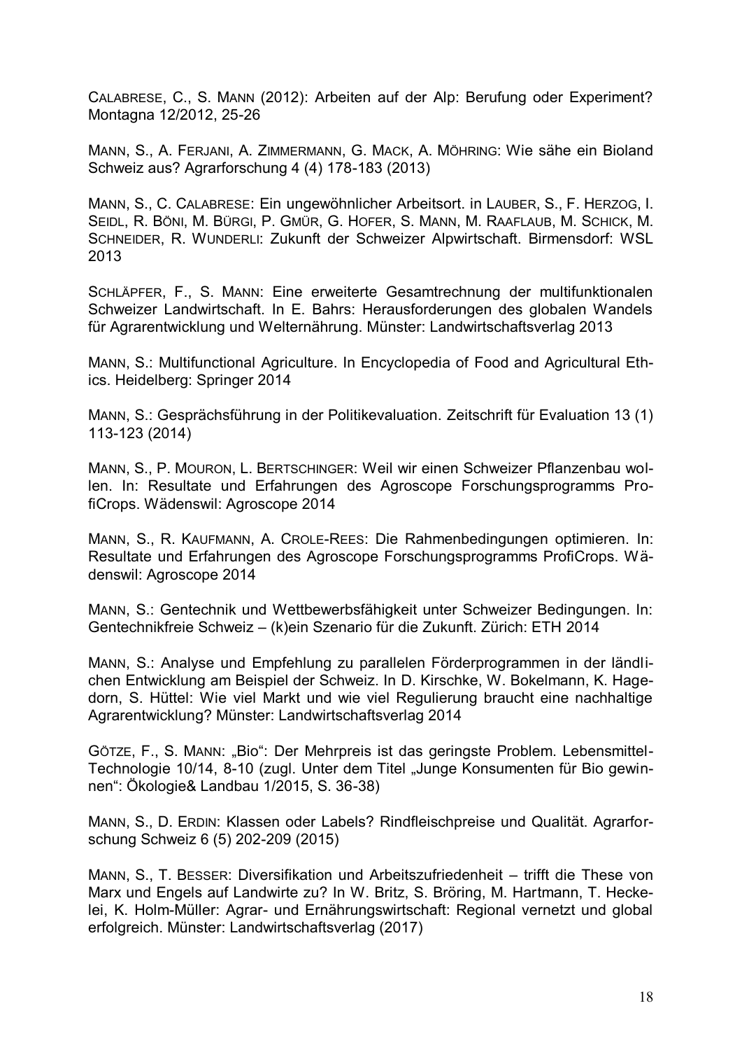CALABRESE, C., S. MANN (2012): Arbeiten auf der Alp: Berufung oder Experiment? Montagna 12/2012, 25-26

MANN, S., A. FERJANI, A. ZIMMERMANN, G. MACK, A. MÖHRING: Wie sähe ein Bioland Schweiz aus? Agrarforschung 4 (4) 178-183 (2013)

MANN, S., C. CALABRESE: Ein ungewöhnlicher Arbeitsort. in LAUBER, S., F. HERZOG, I. SEIDL, R. BÖNI, M. BÜRGI, P. GMÜR, G. HOFER, S. MANN, M. RAAFLAUB, M. SCHICK, M. SCHNEIDER, R. WUNDERLI: Zukunft der Schweizer Alpwirtschaft. Birmensdorf: WSL 2013

SCHLÄPFER, F., S. MANN: Eine erweiterte Gesamtrechnung der multifunktionalen Schweizer Landwirtschaft. In E. Bahrs: Herausforderungen des globalen Wandels für Agrarentwicklung und Welternährung. Münster: Landwirtschaftsverlag 2013

MANN, S.: Multifunctional Agriculture. In Encyclopedia of Food and Agricultural Ethics. Heidelberg: Springer 2014

MANN, S.: Gesprächsführung in der Politikevaluation. Zeitschrift für Evaluation 13 (1) 113-123 (2014)

MANN, S., P. MOURON, L. BERTSCHINGER: Weil wir einen Schweizer Pflanzenbau wollen. In: Resultate und Erfahrungen des Agroscope Forschungsprogramms ProfiCrops. Wädenswil: Agroscope 2014

MANN, S., R. KAUFMANN, A. CROLE-REES: Die Rahmenbedingungen optimieren. In: Resultate und Erfahrungen des Agroscope Forschungsprogramms ProfiCrops. Wädenswil: Agroscope 2014

MANN, S.: Gentechnik und Wettbewerbsfähigkeit unter Schweizer Bedingungen. In: Gentechnikfreie Schweiz – (k)ein Szenario für die Zukunft. Zürich: ETH 2014

MANN, S.: Analyse und Empfehlung zu parallelen Förderprogrammen in der ländlichen Entwicklung am Beispiel der Schweiz. In D. Kirschke, W. Bokelmann, K. Hagedorn, S. Hüttel: Wie viel Markt und wie viel Regulierung braucht eine nachhaltige Agrarentwicklung? Münster: Landwirtschaftsverlag 2014

GÖTZE, F., S. MANN: „Bio": Der Mehrpreis ist das geringste Problem. Lebensmittel-Technologie 10/14, 8-10 (zugl. Unter dem Titel „Junge Konsumenten für Bio gewinnen": Ökologie& Landbau 1/2015, S. 36-38)

MANN, S., D. ERDIN: Klassen oder Labels? Rindfleischpreise und Qualität. Agrarforschung Schweiz 6 (5) 202-209 (2015)

MANN, S., T. BESSER: Diversifikation und Arbeitszufriedenheit – trifft die These von Marx und Engels auf Landwirte zu? In W. Britz, S. Bröring, M. Hartmann, T. Heckelei, K. Holm-Müller: Agrar- und Ernährungswirtschaft: Regional vernetzt und global erfolgreich. Münster: Landwirtschaftsverlag (2017)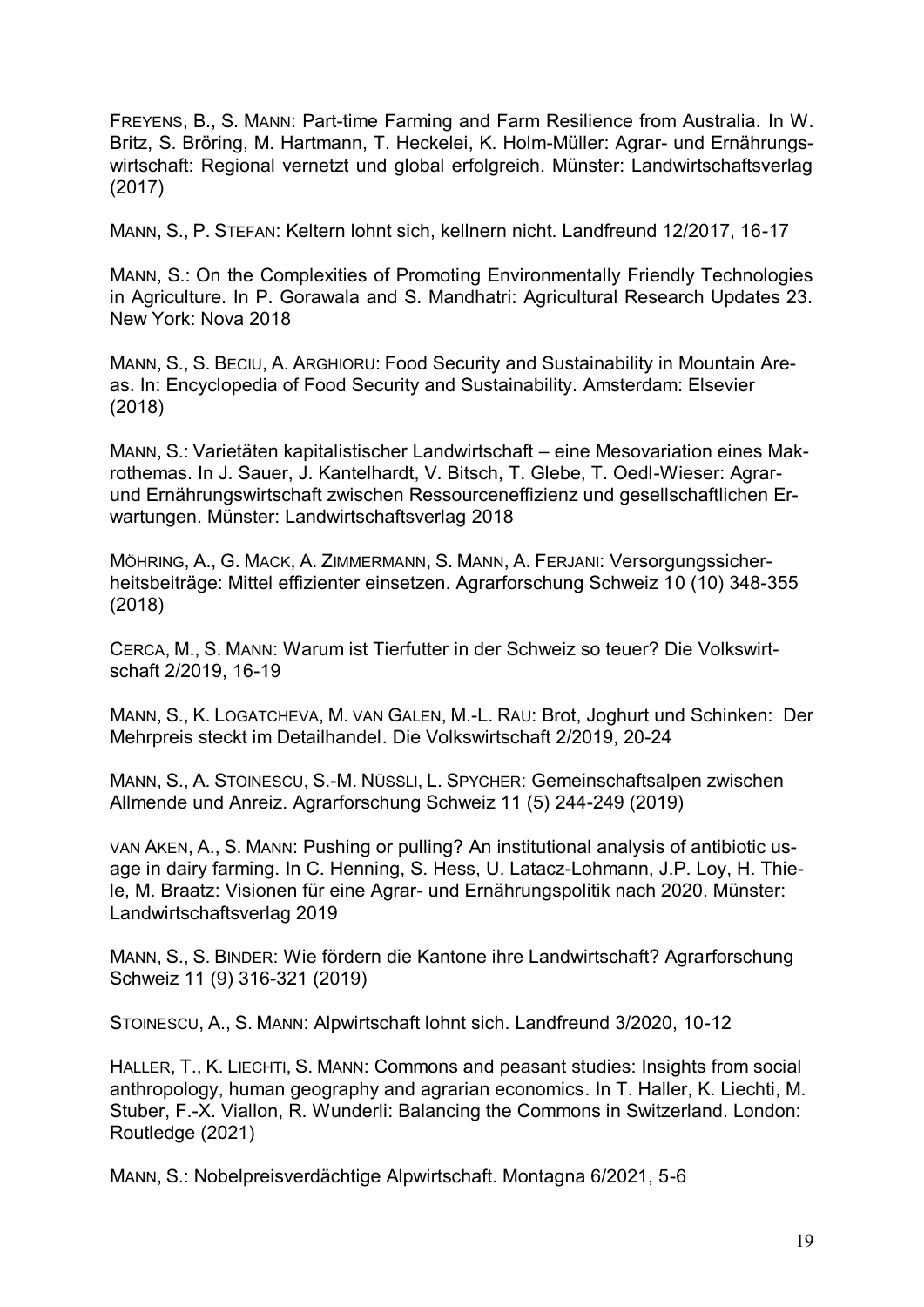FREYENS, B., S. MANN: Part-time Farming and Farm Resilience from Australia. In W. Britz, S. Bröring, M. Hartmann, T. Heckelei, K. Holm-Müller: Agrar- und Ernährungswirtschaft: Regional vernetzt und global erfolgreich. Münster: Landwirtschaftsverlag (2017)

MANN, S., P. STEFAN: Keltern lohnt sich, kellnern nicht. Landfreund 12/2017, 16-17

MANN, S.: On the Complexities of Promoting Environmentally Friendly Technologies in Agriculture. In P. Gorawala and S. Mandhatri: Agricultural Research Updates 23. New York: Nova 2018

MANN, S., S. BECIU, A. ARGHIORU: Food Security and Sustainability in Mountain Areas. In: Encyclopedia of Food Security and Sustainability. Amsterdam: Elsevier (2018)

MANN, S.: Varietäten kapitalistischer Landwirtschaft – eine Mesovariation eines Makrothemas. In J. Sauer, J. Kantelhardt, V. Bitsch, T. Glebe, T. Oedl-Wieser: Agrar- und Ernährungswirtschaft zwischen Ressourceneffizienz und gesellschaftlichen Erwartungen. Münster: Landwirtschaftsverlag 2018

MÖHRING, A., G. MACK, A. ZIMMERMANN, S. MANN, A. FERJANI: Versorgungssicherheitsbeiträge: Mittel effizienter einsetzen. Agrarforschung Schweiz 10 (10) 348-355 (2018)

CERCA, M., S. MANN: Warum ist Tierfutter in der Schweiz so teuer? Die Volkswirtschaft 2/2019, 16-19

MANN, S., K. LOGATCHEVA, M. VAN GALEN, M.-L. RAU: Brot, Joghurt und Schinken: Der Mehrpreis steckt im Detailhandel. Die Volkswirtschaft 2/2019, 20-24

MANN, S., A. STOINESCU, S.-M. NÜSSLI, L. SPYCHER: Gemeinschaftsalpen zwischen Allmende und Anreiz. Agrarforschung Schweiz 11 (5) 244-249 (2019)

VAN AKEN, A., S. MANN: Pushing or pulling? An institutional analysis of antibiotic usage in dairy farming. In C. Henning, S. Hess, U. Latacz-Lohmann, J.P. Loy, H. Thiele, M. Braatz: Visionen für eine Agrar- und Ernährungspolitik nach 2020. Münster: Landwirtschaftsverlag 2019

MANN, S., S. BINDER: Wie fördern die Kantone ihre Landwirtschaft? Agrarforschung Schweiz 11 (9) 316-321 (2019)

STOINESCU, A., S. MANN: Alpwirtschaft lohnt sich. Landfreund 3/2020, 10-12

HALLER, T., K. LIECHTI, S. MANN: Commons and peasant studies: Insights from social anthropology, human geography and agrarian economics. In T. Haller, K. Liechti, M. Stuber, F.-X. Viallon, R. Wunderli: Balancing the Commons in Switzerland. London: Routledge (2021)

MANN, S.: Nobelpreisverdächtige Alpwirtschaft. Montagna 6/2021, 5-6